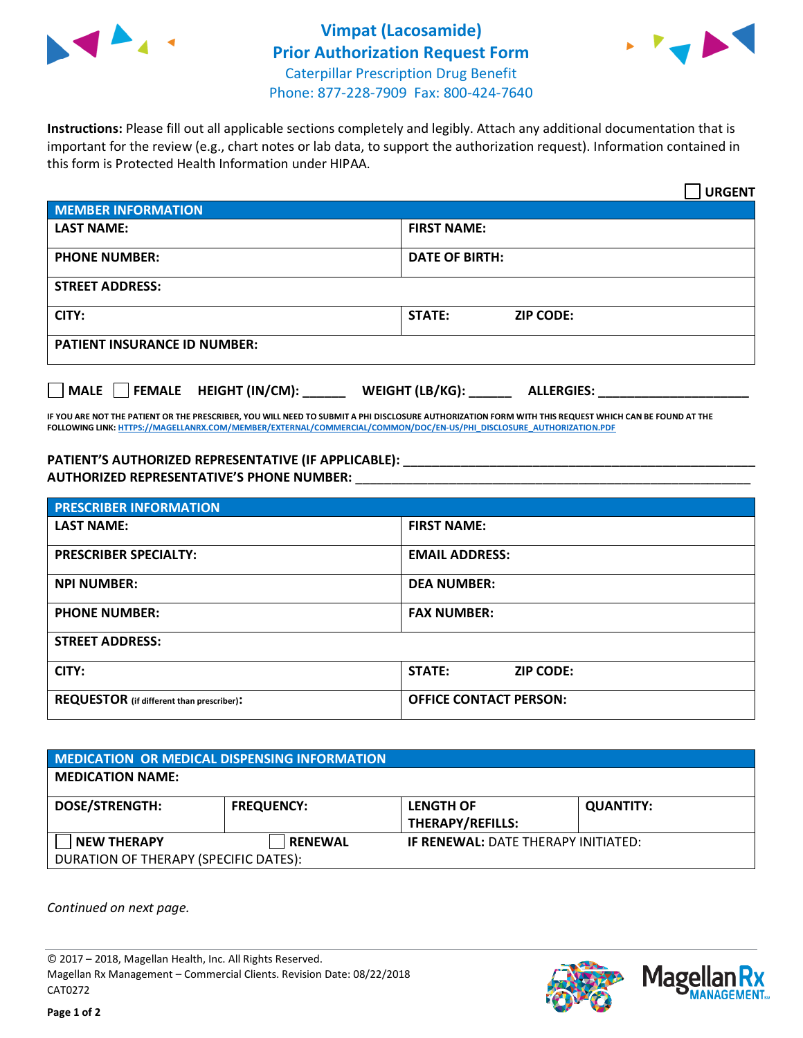# Vimpat (Lacosamide)
## Prior Authorization Request Form

Caterpillar Prescription Drug Benefit
Phone: 877-228-7909 Fax: 800-424-7640

**Instructions:** Please fill out all applicable sections completely and legibly. Attach any additional documentation that is important for the review (e.g., chart notes or lab data, to support the authorization request). Information contained in this form is Protected Health Information under HIPAA.

☐ **URGENT**

| MEMBER INFORMATION | |
|---|---|
| **LAST NAME:** | **FIRST NAME:** |
| **PHONE NUMBER:** | **DATE OF BIRTH:** |
| **STREET ADDRESS:** | |
| **CITY:** | **STATE:** **ZIP CODE:** |
| **PATIENT INSURANCE ID NUMBER:** | |

☐ **MALE** ☐ **FEMALE** **HEIGHT (IN/CM):** ______ **WEIGHT (LB/KG):** ______ **ALLERGIES:** ____________________

**IF YOU ARE NOT THE PATIENT OR THE PRESCRIBER, YOU WILL NEED TO SUBMIT A PHI DISCLOSURE AUTHORIZATION FORM WITH THIS REQUEST WHICH CAN BE FOUND AT THE FOLLOWING LINK: HTTPS://MAGELLANRX.COM/MEMBER/EXTERNAL/COMMERCIAL/COMMON/DOC/EN-US/PHI_DISCLOSURE_AUTHORIZATION.PDF**

**PATIENT'S AUTHORIZED REPRESENTATIVE (IF APPLICABLE):** ____________________________________________

**AUTHORIZED REPRESENTATIVE'S PHONE NUMBER:** ____________________________________________

| PRESCRIBER INFORMATION | |
|---|---|
| **LAST NAME:** | **FIRST NAME:** |
| **PRESCRIBER SPECIALTY:** | **EMAIL ADDRESS:** |
| **NPI NUMBER:** | **DEA NUMBER:** |
| **PHONE NUMBER:** | **FAX NUMBER:** |
| **STREET ADDRESS:** | |
| **CITY:** | **STATE:** **ZIP CODE:** |
| **REQUESTOR** (if different than prescriber)**:** | **OFFICE CONTACT PERSON:** |

| MEDICATION OR MEDICAL DISPENSING INFORMATION | | | |
|---|---|---|---|
| **MEDICATION NAME:** | | | |
| **DOSE/STRENGTH:** | **FREQUENCY:** | **LENGTH OF THERAPY/REFILLS:** | **QUANTITY:** |
| ☐ **NEW THERAPY** | ☐ **RENEWAL** | **IF RENEWAL:** DATE THERAPY INITIATED: | |
| DURATION OF THERAPY (SPECIFIC DATES): | | | |

*Continued on next page.*

© 2017 – 2018, Magellan Health, Inc. All Rights Reserved.
Magellan Rx Management – Commercial Clients. Revision Date: 08/22/2018
CAT0272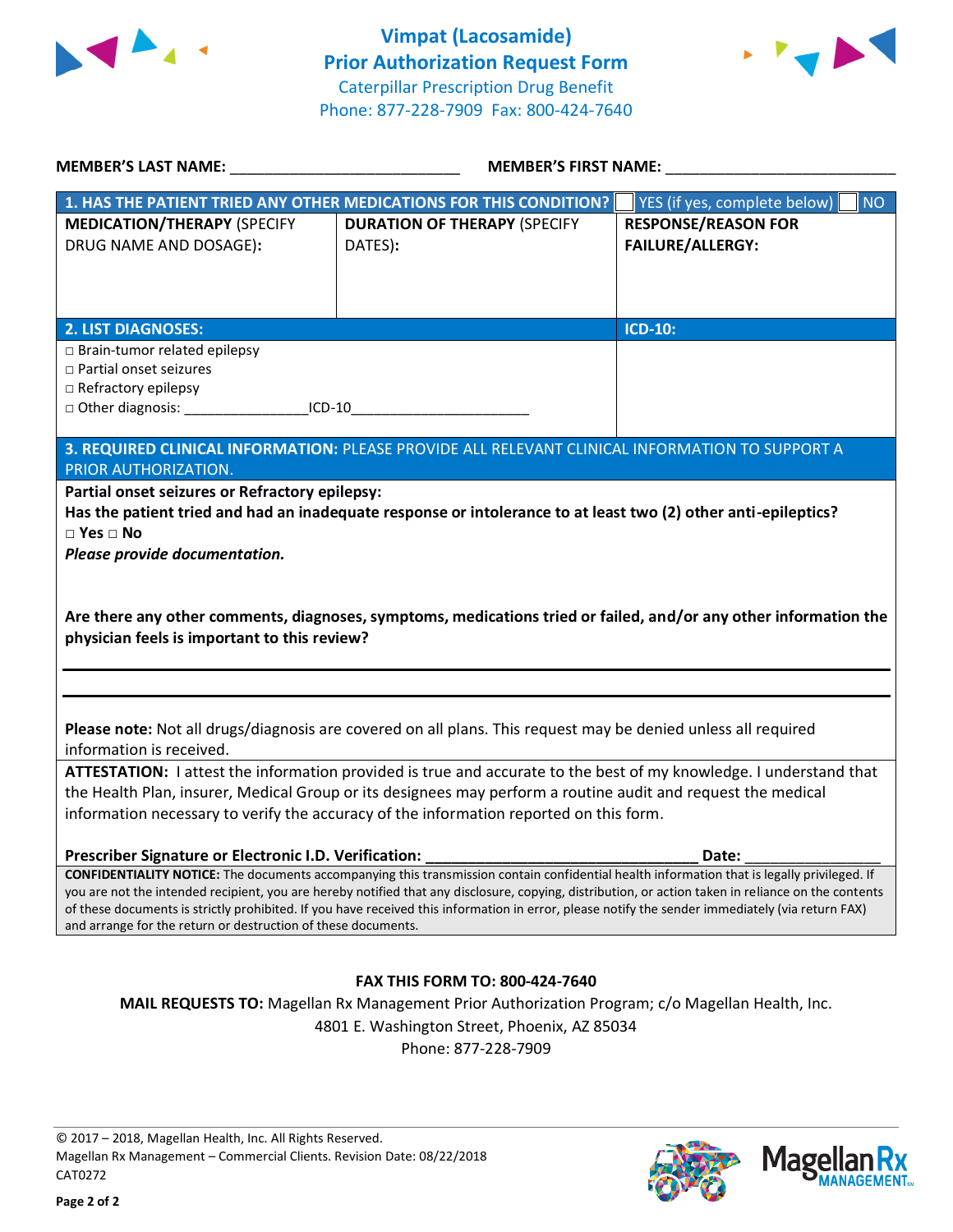# Vimpat (Lacosamide)
# Prior Authorization Request Form

Caterpillar Prescription Drug Benefit
Phone: 877-228-7909 Fax: 800-424-7640

**MEMBER'S LAST NAME:** ___________________________ **MEMBER'S FIRST NAME:** ___________________________

| **1. HAS THE PATIENT TRIED ANY OTHER MEDICATIONS FOR THIS CONDITION?** | | ☐ YES (if yes, complete below) ☐ NO |
|---|---|---|
| **MEDICATION/THERAPY** (SPECIFY DRUG NAME AND DOSAGE): | **DURATION OF THERAPY** (SPECIFY DATES): | **RESPONSE/REASON FOR FAILURE/ALLERGY:** |
| | | |

| **2. LIST DIAGNOSES:** | **ICD-10:** |
|---|---|
| □ Brain-tumor related epilepsy<br>□ Partial onset seizures<br>□ Refractory epilepsy<br>□ Other diagnosis: ________________ICD-10________________________ | |

**3. REQUIRED CLINICAL INFORMATION:** PLEASE PROVIDE ALL RELEVANT CLINICAL INFORMATION TO SUPPORT A PRIOR AUTHORIZATION.

**Partial onset seizures or Refractory epilepsy:**

**Has the patient tried and had an inadequate response or intolerance to at least two (2) other anti-epileptics?**

**□ Yes □ No**

***Please provide documentation.***

**Are there any other comments, diagnoses, symptoms, medications tried or failed, and/or any other information the physician feels is important to this review?**

___________________________________________________________________________

___________________________________________________________________________

**Please note:** Not all drugs/diagnosis are covered on all plans. This request may be denied unless all required information is received.

**ATTESTATION:** I attest the information provided is true and accurate to the best of my knowledge. I understand that the Health Plan, insurer, Medical Group or its designees may perform a routine audit and request the medical information necessary to verify the accuracy of the information reported on this form.

**Prescriber Signature or Electronic I.D. Verification:** _________________________________ **Date:** ________________

**CONFIDENTIALITY NOTICE:** The documents accompanying this transmission contain confidential health information that is legally privileged. If you are not the intended recipient, you are hereby notified that any disclosure, copying, distribution, or action taken in reliance on the contents of these documents is strictly prohibited. If you have received this information in error, please notify the sender immediately (via return FAX) and arrange for the return or destruction of these documents.

**FAX THIS FORM TO: 800-424-7640**

**MAIL REQUESTS TO:** Magellan Rx Management Prior Authorization Program; c/o Magellan Health, Inc.
4801 E. Washington Street, Phoenix, AZ 85034
Phone: 877-228-7909

© 2017 – 2018, Magellan Health, Inc. All Rights Reserved.
Magellan Rx Management – Commercial Clients. Revision Date: 08/22/2018
CAT0272